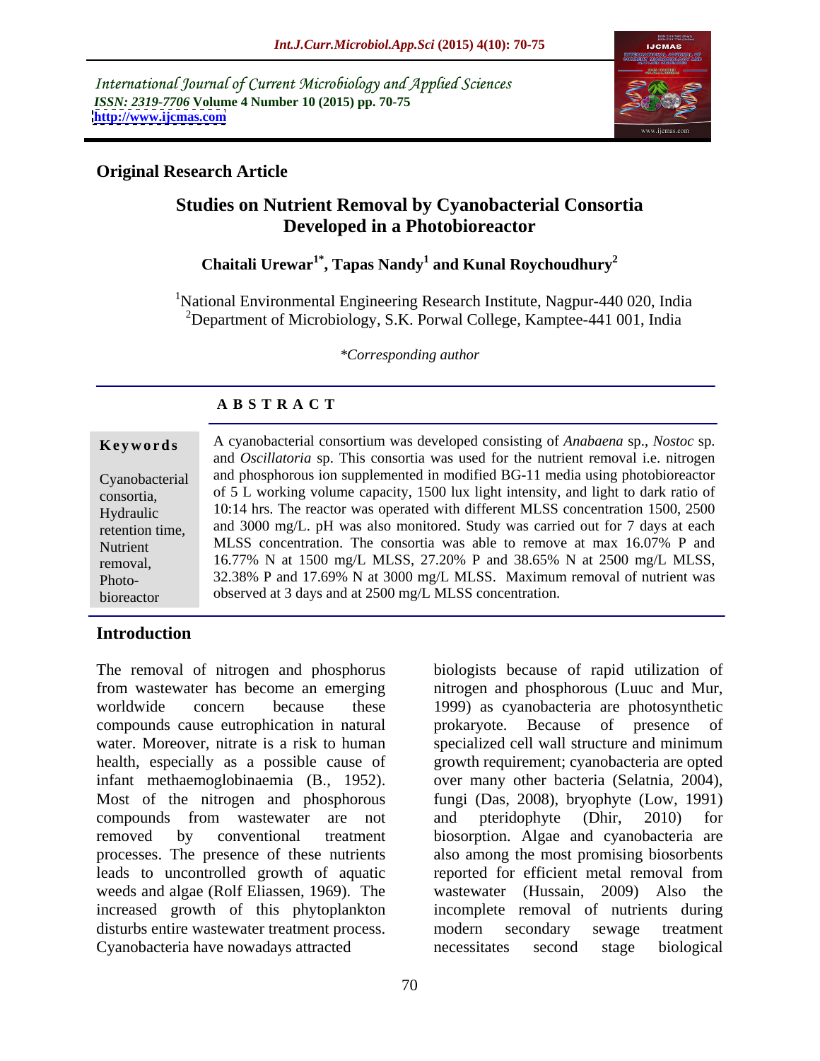International Journal of Current Microbiology and Applied Sciences
*ISSN: 2319-7706* **Volume 4 Number 10 (2015) pp. 70-75**
**http://www.ijcmas.com**

**Original Research Article**

# Studies on Nutrient Removal by Cyanobacterial Consortia Developed in a Photobioreactor

**Chaitali Urewar[1*], Tapas Nandy[1] and Kunal Roychoudhury[2]**

[1]National Environmental Engineering Research Institute, Nagpur-440 020, India
[2]Department of Microbiology, S.K. Porwal College, Kamptee-441 001, India

*\*Corresponding author*

## ABSTRACT

**Keywords**

Cyanobacterial consortia, Hydraulic retention time, Nutrient removal, Photo-bioreactor

A cyanobacterial consortium was developed consisting of *Anabaena* sp., *Nostoc* sp. and *Oscillatoria* sp. This consortia was used for the nutrient removal i.e. nitrogen and phosphorous ion supplemented in modified BG-11 media using photobioreactor of 5 L working volume capacity, 1500 lux light intensity, and light to dark ratio of 10:14 hrs. The reactor was operated with different MLSS concentration 1500, 2500 and 3000 mg/L. pH was also monitored. Study was carried out for 7 days at each MLSS concentration. The consortia was able to remove at max 16.07% P and 16.77% N at 1500 mg/L MLSS, 27.20% P and 38.65% N at 2500 mg/L MLSS, 32.38% P and 17.69% N at 3000 mg/L MLSS. Maximum removal of nutrient was observed at 3 days and at 2500 mg/L MLSS concentration.

## Introduction

The removal of nitrogen and phosphorus from wastewater has become an emerging worldwide concern because these compounds cause eutrophication in natural water. Moreover, nitrate is a risk to human health, especially as a possible cause of infant methaemoglobinaemia (B., 1952). Most of the nitrogen and phosphorous compounds from wastewater are not removed by conventional treatment processes. The presence of these nutrients leads to uncontrolled growth of aquatic weeds and algae (Rolf Eliassen, 1969). The increased growth of this phytoplankton disturbs entire wastewater treatment process. Cyanobacteria have nowadays attracted biologists because of rapid utilization of nitrogen and phosphorous (Luuc and Mur, 1999) as cyanobacteria are photosynthetic prokaryote. Because of presence of specialized cell wall structure and minimum growth requirement; cyanobacteria are opted over many other bacteria (Selatnia, 2004), fungi (Das, 2008), bryophyte (Low, 1991) and pteridophyte (Dhir, 2010) for biosorption. Algae and cyanobacteria are also among the most promising biosorbents reported for efficient metal removal from wastewater (Hussain, 2009) Also the incomplete removal of nutrients during modern secondary sewage treatment necessitates second stage biological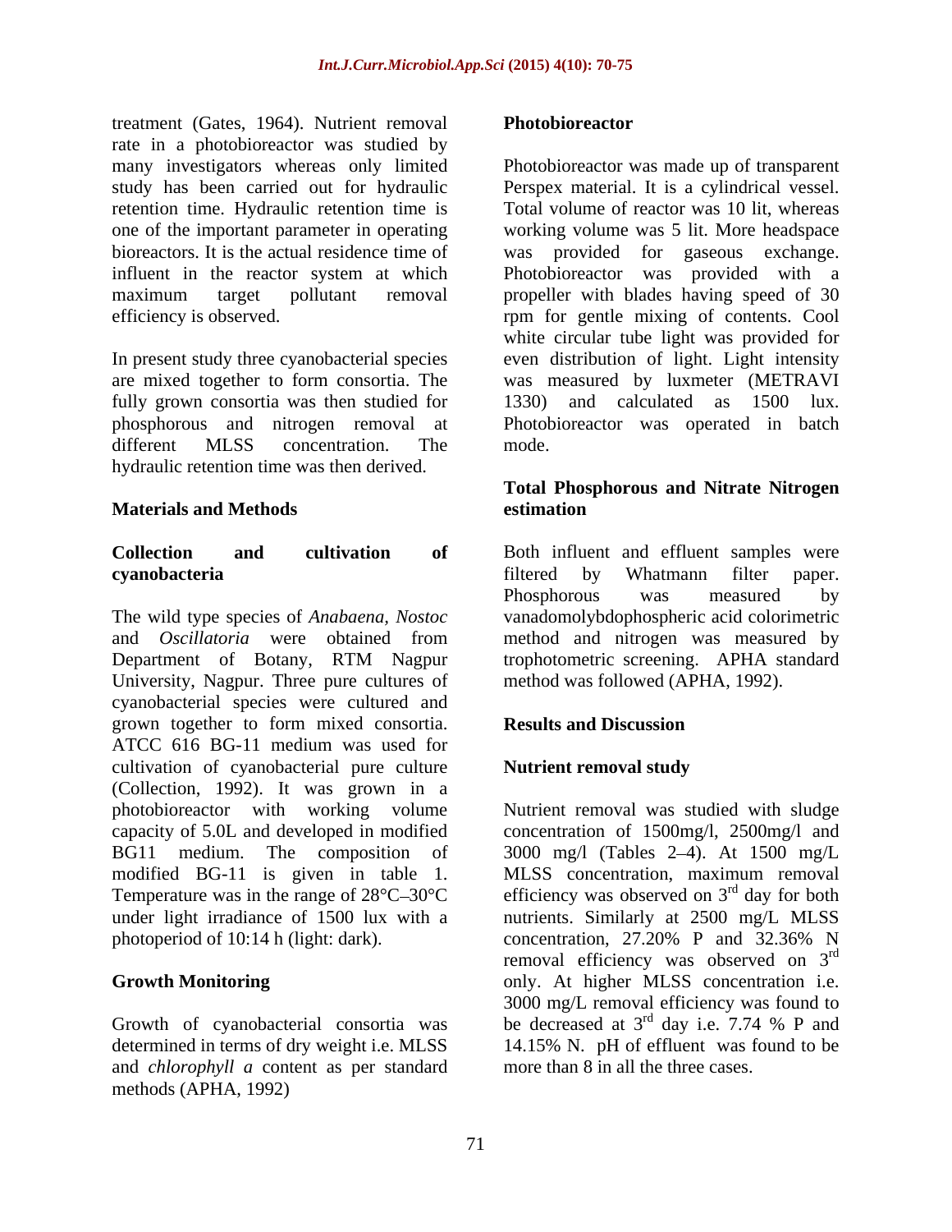treatment (Gates, 1964). Nutrient removal rate in a photobioreactor was studied by many investigators whereas only limited study has been carried out for hydraulic retention time. Hydraulic retention time is one of the important parameter in operating bioreactors. It is the actual residence time of influent in the reactor system at which maximum target pollutant removal efficiency is observed.

In present study three cyanobacterial species are mixed together to form consortia. The fully grown consortia was then studied for phosphorous and nitrogen removal at different MLSS concentration. The hydraulic retention time was then derived.

## Materials and Methods

### Collection and cultivation of cyanobacteria

The wild type species of *Anabaena, Nostoc* and *Oscillatoria* were obtained from Department of Botany, RTM Nagpur University, Nagpur. Three pure cultures of cyanobacterial species were cultured and grown together to form mixed consortia. ATCC 616 BG-11 medium was used for cultivation of cyanobacterial pure culture (Collection, 1992). It was grown in a photobioreactor with working volume capacity of 5.0L and developed in modified BG11 medium. The composition of modified BG-11 is given in table 1. Temperature was in the range of 28°C–30°C under light irradiance of 1500 lux with a photoperiod of 10:14 h (light: dark).

### Growth Monitoring

Growth of cyanobacterial consortia was determined in terms of dry weight i.e. MLSS and *chlorophyll a* content as per standard methods (APHA, 1992)

### Photobioreactor

Photobioreactor was made up of transparent Perspex material. It is a cylindrical vessel. Total volume of reactor was 10 lit, whereas working volume was 5 lit. More headspace was provided for gaseous exchange. Photobioreactor was provided with a propeller with blades having speed of 30 rpm for gentle mixing of contents. Cool white circular tube light was provided for even distribution of light. Light intensity was measured by luxmeter (METRAVI 1330) and calculated as 1500 lux. Photobioreactor was operated in batch mode.

### Total Phosphorous and Nitrate Nitrogen estimation

Both influent and effluent samples were filtered by Whatmann filter paper. Phosphorous was measured by vanadomolybdophospheric acid colorimetric method and nitrogen was measured by trophotometric screening. APHA standard method was followed (APHA, 1992).

## Results and Discussion

### Nutrient removal study

Nutrient removal was studied with sludge concentration of 1500mg/l, 2500mg/l and 3000 mg/l (Tables 2–4). At 1500 mg/L MLSS concentration, maximum removal efficiency was observed on 3rd day for both nutrients. Similarly at 2500 mg/L MLSS concentration, 27.20% P and 32.36% N removal efficiency was observed on 3rd only. At higher MLSS concentration i.e. 3000 mg/L removal efficiency was found to be decreased at 3rd day i.e. 7.74 % P and 14.15% N. pH of effluent was found to be more than 8 in all the three cases.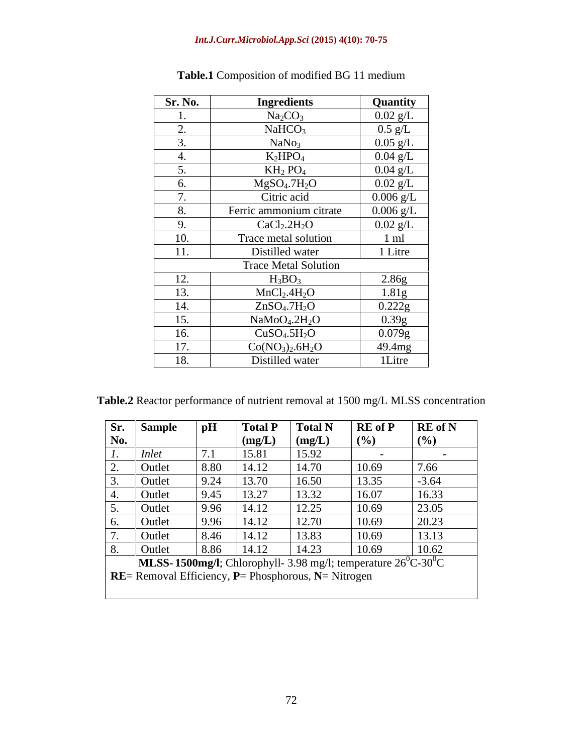**Table.1** Composition of modified BG 11 medium

| Sr. No. | Ingredients | Quantity |
|---|---|---|
| 1. | $Na_2CO_3$ | 0.02 g/L |
| 2. | $NaHCO_3$ | 0.5 g/L |
| 3. | $NaNo_3$ | 0.05 g/L |
| 4. | $K_2HPO_4$ | 0.04 g/L |
| 5. | $KH_2 PO_4$ | 0.04 g/L |
| 6. | $MgSO_4.7H_2O$ | 0.02 g/L |
| 7. | Citric acid | 0.006 g/L |
| 8. | Ferric ammonium citrate | 0.006 g/L |
| 9. | $CaCl_2.2H_2O$ | 0.02 g/L |
| 10. | Trace metal solution | 1 ml |
| 11. | Distilled water | 1 Litre |
| | Trace Metal Solution | |
| 12. | $H_3BO_3$ | 2.86g |
| 13. | $MnCl_2.4H_2O$ | 1.81g |
| 14. | $ZnSO_4.7H_2O$ | 0.222g |
| 15. | $NaMoO_4.2H_2O$ | 0.39g |
| 16. | $CuSO_4.5H_2O$ | 0.079g |
| 17. | $Co(NO_3)_2.6H_2O$ | 49.4mg |
| 18. | Distilled water | 1Litre |

**Table.2** Reactor performance of nutrient removal at 1500 mg/L MLSS concentration

| Sr. No. | Sample | pH | Total P (mg/L) | Total N (mg/L) | RE of P (%) | RE of N (%) |
|---|---|---|---|---|---|---|
| *1.* | *Inlet* | 7.1 | 15.81 | 15.92 | - | - |
| 2. | Outlet | 8.80 | 14.12 | 14.70 | 10.69 | 7.66 |
| 3. | Outlet | 9.24 | 13.70 | 16.50 | 13.35 | -3.64 |
| 4. | Outlet | 9.45 | 13.27 | 13.32 | 16.07 | 16.33 |
| 5. | Outlet | 9.96 | 14.12 | 12.25 | 10.69 | 23.05 |
| 6. | Outlet | 9.96 | 14.12 | 12.70 | 10.69 | 20.23 |
| 7. | Outlet | 8.46 | 14.12 | 13.83 | 10.69 | 13.13 |
| 8. | Outlet | 8.86 | 14.12 | 14.23 | 10.69 | 10.62 |

**MLSS- 1500mg/l**; Chlorophyll- 3.98 mg/l; temperature $26^0C$-$30^0C$

**RE**= Removal Efficiency, **P**= Phosphorous, **N**= Nitrogen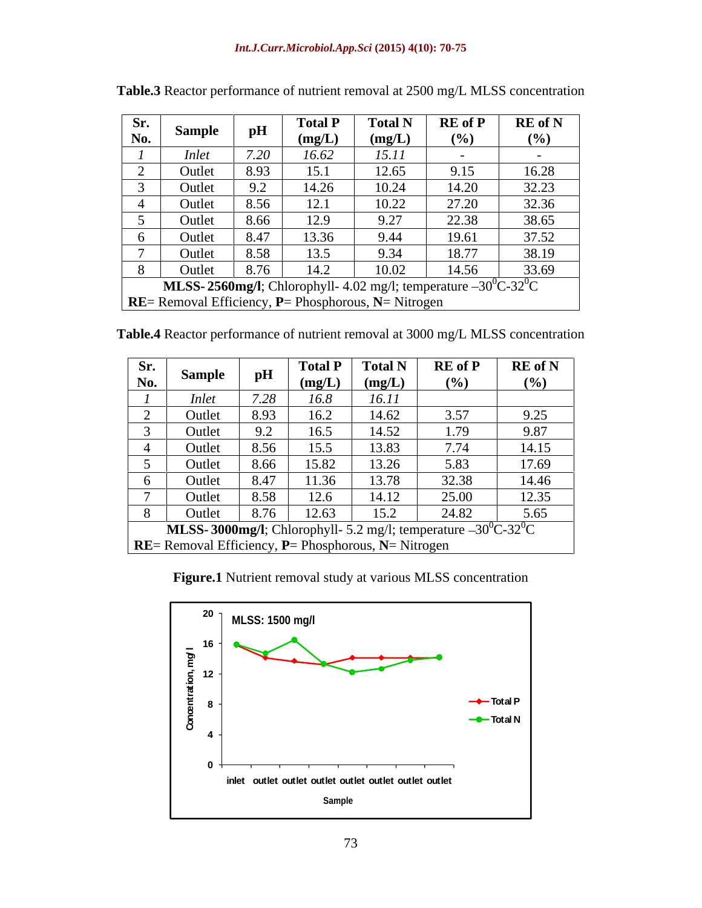**Table.3** Reactor performance of nutrient removal at 2500 mg/L MLSS concentration

| Sr. No. | Sample | pH | Total P (mg/L) | Total N (mg/L) | RE of P (%) | RE of N (%) |
|---|---|---|---|---|---|---|
| *1* | *Inlet* | *7.20* | *16.62* | *15.11* | - | - |
| 2 | Outlet | 8.93 | 15.1 | 12.65 | 9.15 | 16.28 |
| 3 | Outlet | 9.2 | 14.26 | 10.24 | 14.20 | 32.23 |
| 4 | Outlet | 8.56 | 12.1 | 10.22 | 27.20 | 32.36 |
| 5 | Outlet | 8.66 | 12.9 | 9.27 | 22.38 | 38.65 |
| 6 | Outlet | 8.47 | 13.36 | 9.44 | 19.61 | 37.52 |
| 7 | Outlet | 8.58 | 13.5 | 9.34 | 18.77 | 38.19 |
| 8 | Outlet | 8.76 | 14.2 | 10.02 | 14.56 | 33.69 |

**MLSS- 2560mg/l**; Chlorophyll- 4.02 mg/l; temperature –$30^{0}$C-$32^{0}$C
**RE**= Removal Efficiency, **P**= Phosphorous, **N**= Nitrogen

**Table.4** Reactor performance of nutrient removal at 3000 mg/L MLSS concentration

| Sr. No. | Sample | pH | Total P (mg/L) | Total N (mg/L) | RE of P (%) | RE of N (%) |
|---|---|---|---|---|---|---|
| *1* | *Inlet* | *7.28* | *16.8* | *16.11* | | |
| 2 | Outlet | 8.93 | 16.2 | 14.62 | 3.57 | 9.25 |
| 3 | Outlet | 9.2 | 16.5 | 14.52 | 1.79 | 9.87 |
| 4 | Outlet | 8.56 | 15.5 | 13.83 | 7.74 | 14.15 |
| 5 | Outlet | 8.66 | 15.82 | 13.26 | 5.83 | 17.69 |
| 6 | Outlet | 8.47 | 11.36 | 13.78 | 32.38 | 14.46 |
| 7 | Outlet | 8.58 | 12.6 | 14.12 | 25.00 | 12.35 |
| 8 | Outlet | 8.76 | 12.63 | 15.2 | 24.82 | 5.65 |

**MLSS- 3000mg/l**; Chlorophyll- 5.2 mg/l; temperature –$30^{0}$C-$32^{0}$C
**RE**= Removal Efficiency, **P**= Phosphorous, **N**= Nitrogen

**Figure.1** Nutrient removal study at various MLSS concentration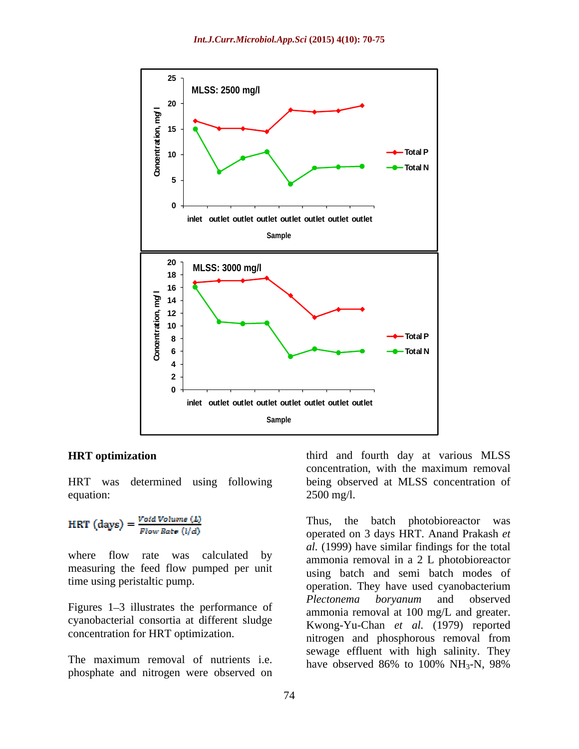## HRT optimization

HRT was determined using following equation:

$$\text{HRT (days)} = \frac{\text{Void Volume (L)}}{\text{Flow Rate (l/d)}}$$

where flow rate was calculated by measuring the feed flow pumped per unit time using peristaltic pump.

Figures 1–3 illustrates the performance of cyanobacterial consortia at different sludge concentration for HRT optimization.

The maximum removal of nutrients i.e. phosphate and nitrogen were observed on third and fourth day at various MLSS concentration, with the maximum removal being observed at MLSS concentration of 2500 mg/l.

Thus, the batch photobioreactor was operated on 3 days HRT. Anand Prakash *et al.* (1999) have similar findings for the total ammonia removal in a 2 L photobioreactor using batch and semi batch modes of operation. They have used cyanobacterium *Plectonema boryanum* and observed ammonia removal at 100 mg/L and greater. Kwong-Yu-Chan *et al.* (1979) reported nitrogen and phosphorous removal from sewage effluent with high salinity. They have observed 86% to 100% $NH_3$-N, 98%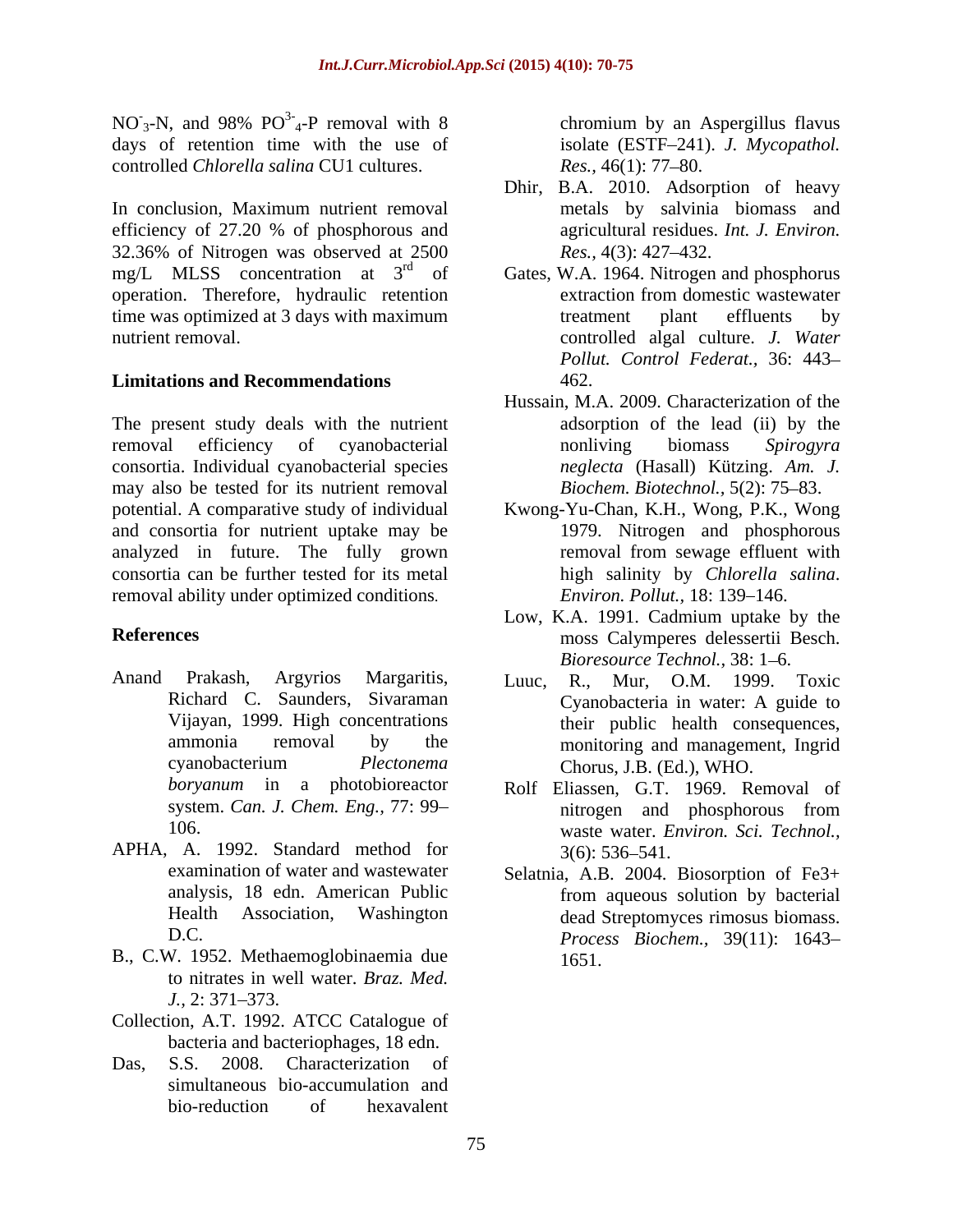$NO_3^-$-N, and 98% $PO_4^{3-}$-P removal with 8 days of retention time with the use of controlled *Chlorella salina* CU1 cultures.

In conclusion, Maximum nutrient removal efficiency of 27.20 % of phosphorous and 32.36% of Nitrogen was observed at 2500 mg/L MLSS concentration at 3rd of operation. Therefore, hydraulic retention time was optimized at 3 days with maximum nutrient removal.

## Limitations and Recommendations

The present study deals with the nutrient removal efficiency of cyanobacterial consortia. Individual cyanobacterial species may also be tested for its nutrient removal potential. A comparative study of individual and consortia for nutrient uptake may be analyzed in future. The fully grown consortia can be further tested for its metal removal ability under optimized conditions.

## References

- Anand Prakash, Argyrios Margaritis, Richard C. Saunders, Sivaraman Vijayan, 1999. High concentrations ammonia removal by the cyanobacterium *Plectonema boryanum* in a photobioreactor system. *Can. J. Chem. Eng.,* 77: 99–106.
- APHA, A. 1992. Standard method for examination of water and wastewater analysis, 18 edn. American Public Health Association, Washington D.C.
- B., C.W. 1952. Methaemoglobinaemia due to nitrates in well water. *Braz. Med. J.,* 2: 371–373.
- Collection, A.T. 1992. ATCC Catalogue of bacteria and bacteriophages, 18 edn.
- Das, S.S. 2008. Characterization of simultaneous bio-accumulation and bio-reduction of hexavalent chromium by an Aspergillus flavus isolate (ESTF–241). *J. Mycopathol. Res.,* 46(1): 77–80.
- Dhir, B.A. 2010. Adsorption of heavy metals by salvinia biomass and agricultural residues. *Int. J. Environ. Res.,* 4(3): 427–432.
- Gates, W.A. 1964. Nitrogen and phosphorus extraction from domestic wastewater treatment plant effluents by controlled algal culture. *J. Water Pollut. Control Federat.,* 36: 443–462.
- Hussain, M.A. 2009. Characterization of the adsorption of the lead (ii) by the nonliving biomass *Spirogyra neglecta* (Hasall) Kützing. *Am. J. Biochem. Biotechnol.,* 5(2): 75–83.
- Kwong-Yu-Chan, K.H., Wong, P.K., Wong 1979. Nitrogen and phosphorous removal from sewage effluent with high salinity by *Chlorella salina*. *Environ. Pollut.,* 18: 139–146.
- Low, K.A. 1991. Cadmium uptake by the moss Calymperes delessertii Besch. *Bioresource Technol.,* 38: 1–6.
- Luuc, R., Mur, O.M. 1999. Toxic Cyanobacteria in water: A guide to their public health consequences, monitoring and management, Ingrid Chorus, J.B. (Ed.), WHO.
- Rolf Eliassen, G.T. 1969. Removal of nitrogen and phosphorous from waste water. *Environ. Sci. Technol.,* 3(6): 536–541.
- Selatnia, A.B. 2004. Biosorption of Fe3+ from aqueous solution by bacterial dead Streptomyces rimosus biomass. *Process Biochem.,* 39(11): 1643–1651.